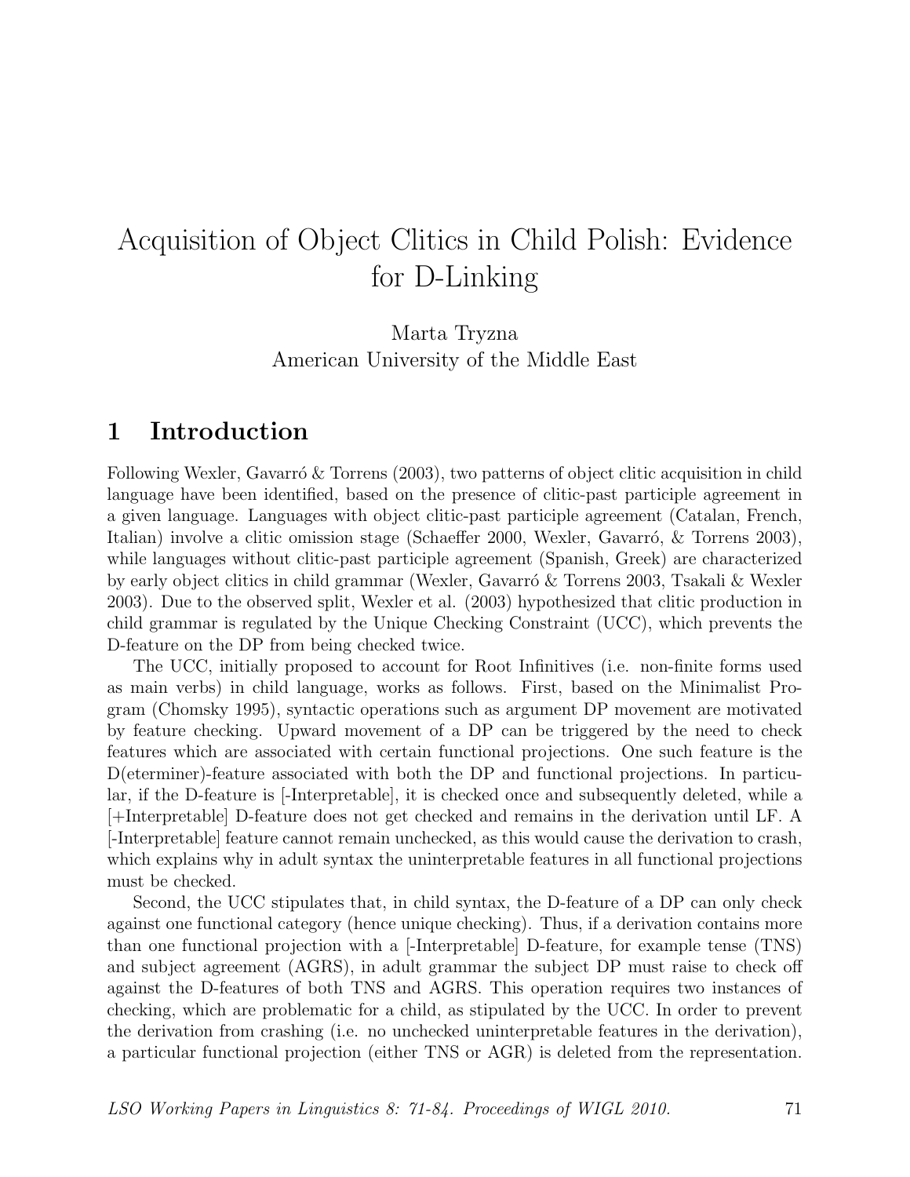# Acquisition of Object Clitics in Child Polish: Evidence for D-Linking

Marta Tryzna
American University of the Middle East

## 1 Introduction

Following Wexler, Gavarró & Torrens (2003), two patterns of object clitic acquisition in child language have been identified, based on the presence of clitic-past participle agreement in a given language. Languages with object clitic-past participle agreement (Catalan, French, Italian) involve a clitic omission stage (Schaeffer 2000, Wexler, Gavarró, & Torrens 2003), while languages without clitic-past participle agreement (Spanish, Greek) are characterized by early object clitics in child grammar (Wexler, Gavarró & Torrens 2003, Tsakali & Wexler 2003). Due to the observed split, Wexler et al. (2003) hypothesized that clitic production in child grammar is regulated by the Unique Checking Constraint (UCC), which prevents the D-feature on the DP from being checked twice.

The UCC, initially proposed to account for Root Infinitives (i.e. non-finite forms used as main verbs) in child language, works as follows. First, based on the Minimalist Program (Chomsky 1995), syntactic operations such as argument DP movement are motivated by feature checking. Upward movement of a DP can be triggered by the need to check features which are associated with certain functional projections. One such feature is the D(eterminer)-feature associated with both the DP and functional projections. In particular, if the D-feature is [-Interpretable], it is checked once and subsequently deleted, while a [+Interpretable] D-feature does not get checked and remains in the derivation until LF. A [-Interpretable] feature cannot remain unchecked, as this would cause the derivation to crash, which explains why in adult syntax the uninterpretable features in all functional projections must be checked.

Second, the UCC stipulates that, in child syntax, the D-feature of a DP can only check against one functional category (hence unique checking). Thus, if a derivation contains more than one functional projection with a [-Interpretable] D-feature, for example tense (TNS) and subject agreement (AGRS), in adult grammar the subject DP must raise to check off against the D-features of both TNS and AGRS. This operation requires two instances of checking, which are problematic for a child, as stipulated by the UCC. In order to prevent the derivation from crashing (i.e. no unchecked uninterpretable features in the derivation), a particular functional projection (either TNS or AGR) is deleted from the representation.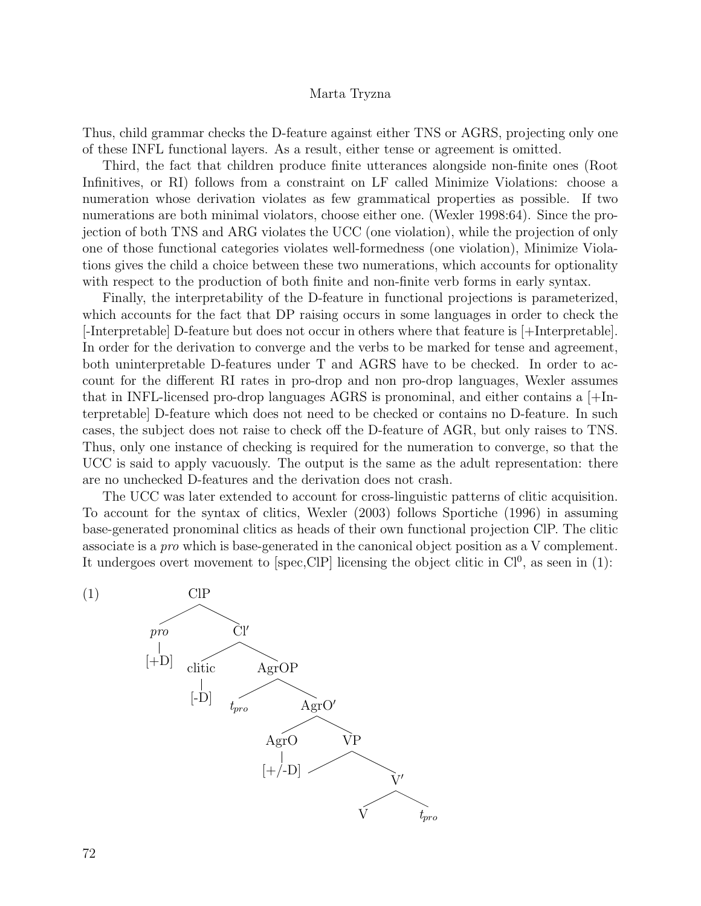Thus, child grammar checks the D-feature against either TNS or AGRS, projecting only one of these INFL functional layers. As a result, either tense or agreement is omitted.

Third, the fact that children produce finite utterances alongside non-finite ones (Root Infinitives, or RI) follows from a constraint on LF called Minimize Violations: choose a numeration whose derivation violates as few grammatical properties as possible. If two numerations are both minimal violators, choose either one. (Wexler 1998:64). Since the projection of both TNS and ARG violates the UCC (one violation), while the projection of only one of those functional categories violates well-formedness (one violation), Minimize Violations gives the child a choice between these two numerations, which accounts for optionality with respect to the production of both finite and non-finite verb forms in early syntax.

Finally, the interpretability of the D-feature in functional projections is parameterized, which accounts for the fact that DP raising occurs in some languages in order to check the [-Interpretable] D-feature but does not occur in others where that feature is [+Interpretable]. In order for the derivation to converge and the verbs to be marked for tense and agreement, both uninterpretable D-features under T and AGRS have to be checked. In order to account for the different RI rates in pro-drop and non pro-drop languages, Wexler assumes that in INFL-licensed pro-drop languages AGRS is pronominal, and either contains a [+Interpretable] D-feature which does not need to be checked or contains no D-feature. In such cases, the subject does not raise to check off the D-feature of AGR, but only raises to TNS. Thus, only one instance of checking is required for the numeration to converge, so that the UCC is said to apply vacuously. The output is the same as the adult representation: there are no unchecked D-features and the derivation does not crash.

The UCC was later extended to account for cross-linguistic patterns of clitic acquisition. To account for the syntax of clitics, Wexler (2003) follows Sportiche (1996) in assuming base-generated pronominal clitics as heads of their own functional projection ClP. The clitic associate is a *pro* which is base-generated in the canonical object position as a V complement. It undergoes overt movement to [spec,ClP] licensing the object clitic in $Cl^0$, as seen in (1):

(1)

```
ClP
├── pro
│   └── [+D]
└── Cl′
    ├── clitic
    │   └── [-D]
    └── AgrOP
        ├── t_pro
        └── AgrO′
            ├── AgrO
            │   └── [+/-D]
            └── VP
                ├── 
                └── V′
                    ├── V
                    └── t_pro
```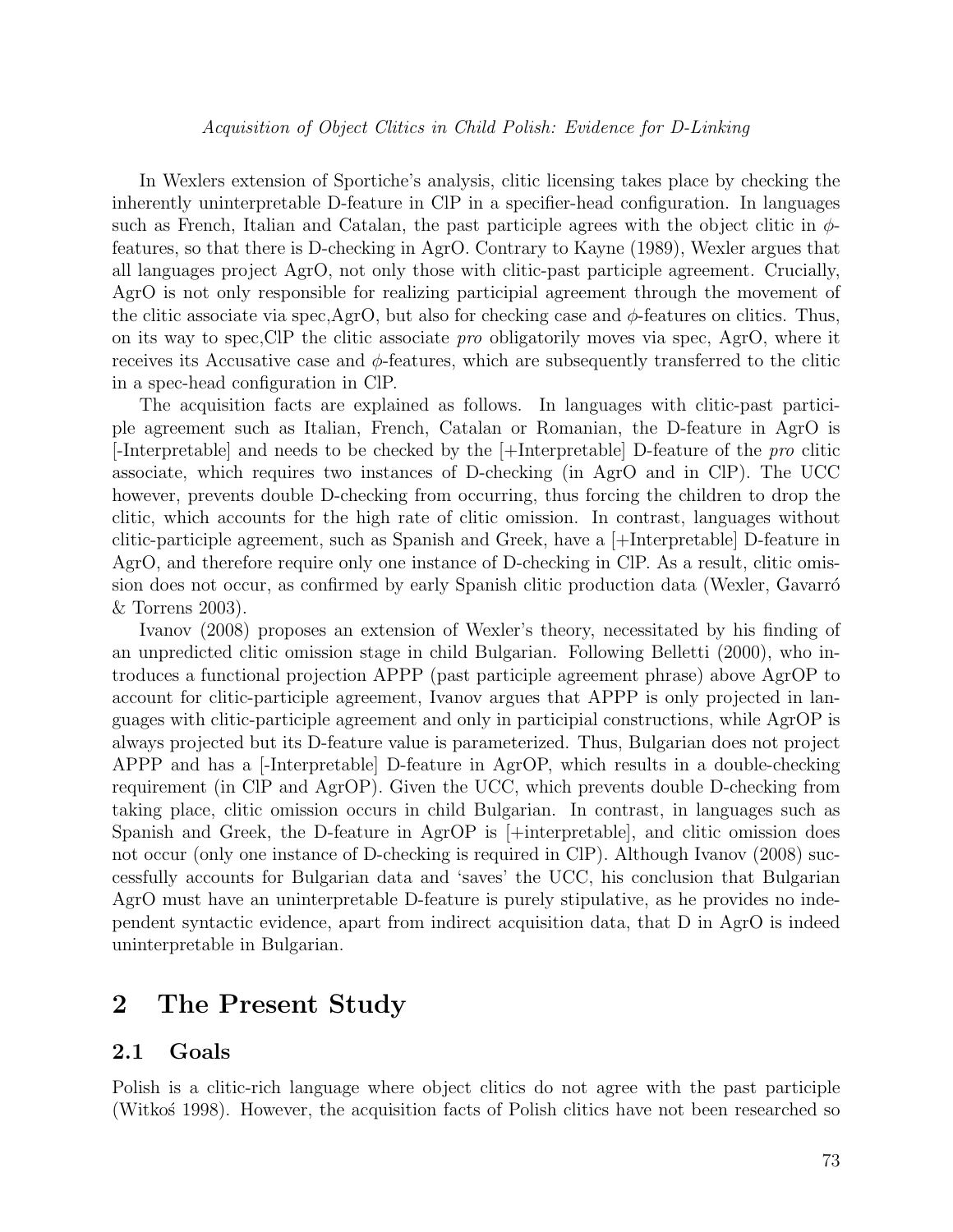In Wexlers extension of Sportiche's analysis, clitic licensing takes place by checking the inherently uninterpretable D-feature in ClP in a specifier-head configuration. In languages such as French, Italian and Catalan, the past participle agrees with the object clitic in $\phi$-features, so that there is D-checking in AgrO. Contrary to Kayne (1989), Wexler argues that all languages project AgrO, not only those with clitic-past participle agreement. Crucially, AgrO is not only responsible for realizing participial agreement through the movement of the clitic associate via spec,AgrO, but also for checking case and $\phi$-features on clitics. Thus, on its way to spec,ClP the clitic associate *pro* obligatorily moves via spec, AgrO, where it receives its Accusative case and $\phi$-features, which are subsequently transferred to the clitic in a spec-head configuration in ClP.

The acquisition facts are explained as follows. In languages with clitic-past participle agreement such as Italian, French, Catalan or Romanian, the D-feature in AgrO is [-Interpretable] and needs to be checked by the [+Interpretable] D-feature of the *pro* clitic associate, which requires two instances of D-checking (in AgrO and in ClP). The UCC however, prevents double D-checking from occurring, thus forcing the children to drop the clitic, which accounts for the high rate of clitic omission. In contrast, languages without clitic-participle agreement, such as Spanish and Greek, have a [+Interpretable] D-feature in AgrO, and therefore require only one instance of D-checking in ClP. As a result, clitic omission does not occur, as confirmed by early Spanish clitic production data (Wexler, Gavarró & Torrens 2003).

Ivanov (2008) proposes an extension of Wexler's theory, necessitated by his finding of an unpredicted clitic omission stage in child Bulgarian. Following Belletti (2000), who introduces a functional projection APPP (past participle agreement phrase) above AgrOP to account for clitic-participle agreement, Ivanov argues that APPP is only projected in languages with clitic-participle agreement and only in participial constructions, while AgrOP is always projected but its D-feature value is parameterized. Thus, Bulgarian does not project APPP and has a [-Interpretable] D-feature in AgrOP, which results in a double-checking requirement (in ClP and AgrOP). Given the UCC, which prevents double D-checking from taking place, clitic omission occurs in child Bulgarian. In contrast, in languages such as Spanish and Greek, the D-feature in AgrOP is [+interpretable], and clitic omission does not occur (only one instance of D-checking is required in ClP). Although Ivanov (2008) successfully accounts for Bulgarian data and 'saves' the UCC, his conclusion that Bulgarian AgrO must have an uninterpretable D-feature is purely stipulative, as he provides no independent syntactic evidence, apart from indirect acquisition data, that D in AgrO is indeed uninterpretable in Bulgarian.

# 2 The Present Study

## 2.1 Goals

Polish is a clitic-rich language where object clitics do not agree with the past participle (Witkoś 1998). However, the acquisition facts of Polish clitics have not been researched so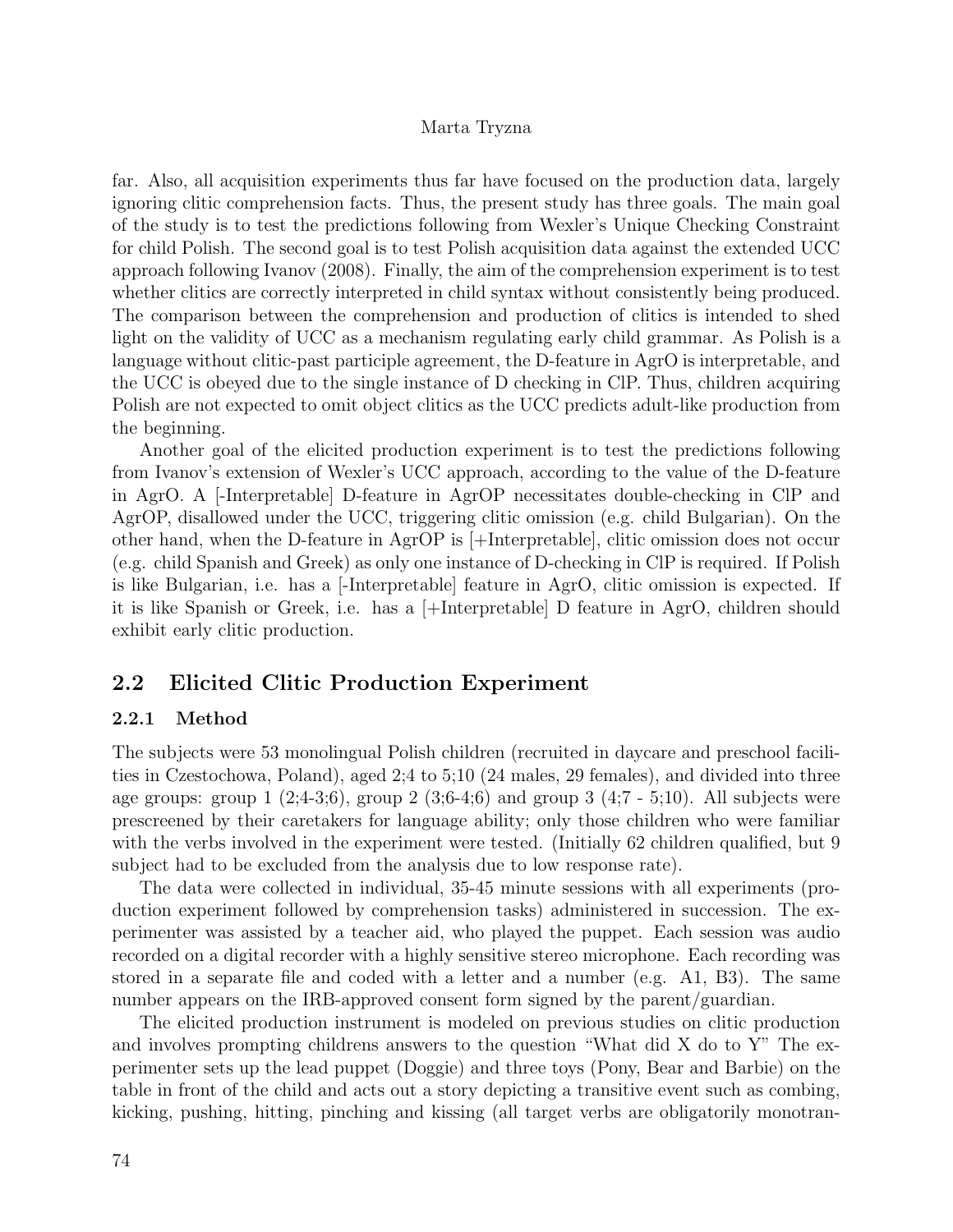far. Also, all acquisition experiments thus far have focused on the production data, largely ignoring clitic comprehension facts. Thus, the present study has three goals. The main goal of the study is to test the predictions following from Wexler's Unique Checking Constraint for child Polish. The second goal is to test Polish acquisition data against the extended UCC approach following Ivanov (2008). Finally, the aim of the comprehension experiment is to test whether clitics are correctly interpreted in child syntax without consistently being produced. The comparison between the comprehension and production of clitics is intended to shed light on the validity of UCC as a mechanism regulating early child grammar. As Polish is a language without clitic-past participle agreement, the D-feature in AgrO is interpretable, and the UCC is obeyed due to the single instance of D checking in ClP. Thus, children acquiring Polish are not expected to omit object clitics as the UCC predicts adult-like production from the beginning.

Another goal of the elicited production experiment is to test the predictions following from Ivanov's extension of Wexler's UCC approach, according to the value of the D-feature in AgrO. A [-Interpretable] D-feature in AgrOP necessitates double-checking in ClP and AgrOP, disallowed under the UCC, triggering clitic omission (e.g. child Bulgarian). On the other hand, when the D-feature in AgrOP is [+Interpretable], clitic omission does not occur (e.g. child Spanish and Greek) as only one instance of D-checking in ClP is required. If Polish is like Bulgarian, i.e. has a [-Interpretable] feature in AgrO, clitic omission is expected. If it is like Spanish or Greek, i.e. has a [+Interpretable] D feature in AgrO, children should exhibit early clitic production.

## 2.2 Elicited Clitic Production Experiment

### 2.2.1 Method

The subjects were 53 monolingual Polish children (recruited in daycare and preschool facilities in Czestochowa, Poland), aged 2;4 to 5;10 (24 males, 29 females), and divided into three age groups: group 1 (2;4-3;6), group 2 (3;6-4;6) and group 3 (4;7 - 5;10). All subjects were prescreened by their caretakers for language ability; only those children who were familiar with the verbs involved in the experiment were tested. (Initially 62 children qualified, but 9 subject had to be excluded from the analysis due to low response rate).

The data were collected in individual, 35-45 minute sessions with all experiments (production experiment followed by comprehension tasks) administered in succession. The experimenter was assisted by a teacher aid, who played the puppet. Each session was audio recorded on a digital recorder with a highly sensitive stereo microphone. Each recording was stored in a separate file and coded with a letter and a number (e.g. A1, B3). The same number appears on the IRB-approved consent form signed by the parent/guardian.

The elicited production instrument is modeled on previous studies on clitic production and involves prompting childrens answers to the question "What did X do to Y" The experimenter sets up the lead puppet (Doggie) and three toys (Pony, Bear and Barbie) on the table in front of the child and acts out a story depicting a transitive event such as combing, kicking, pushing, hitting, pinching and kissing (all target verbs are obligatorily monotran-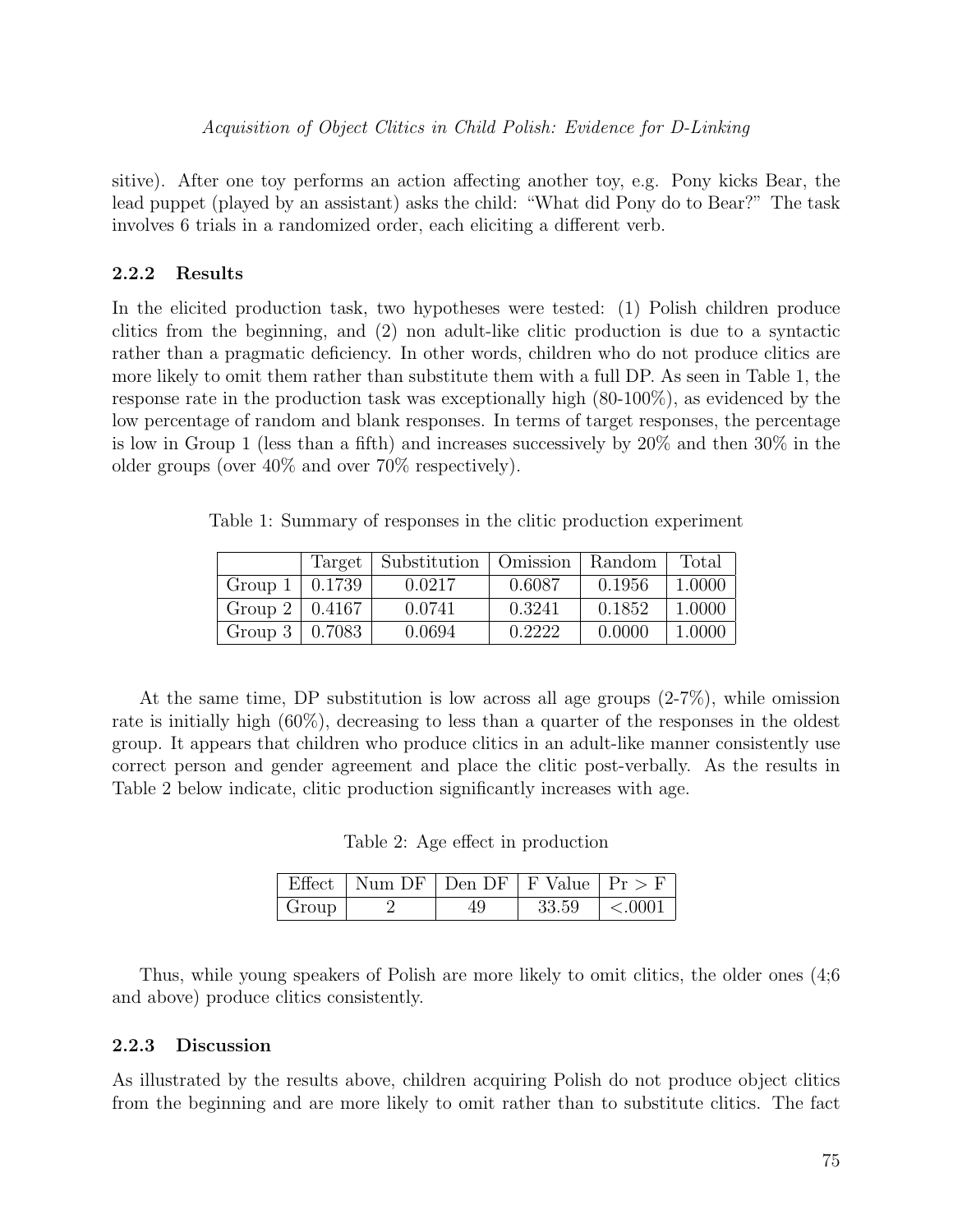sitive). After one toy performs an action affecting another toy, e.g. Pony kicks Bear, the lead puppet (played by an assistant) asks the child: "What did Pony do to Bear?" The task involves 6 trials in a randomized order, each eliciting a different verb.

### 2.2.2 Results

In the elicited production task, two hypotheses were tested: (1) Polish children produce clitics from the beginning, and (2) non adult-like clitic production is due to a syntactic rather than a pragmatic deficiency. In other words, children who do not produce clitics are more likely to omit them rather than substitute them with a full DP. As seen in Table 1, the response rate in the production task was exceptionally high (80-100%), as evidenced by the low percentage of random and blank responses. In terms of target responses, the percentage is low in Group 1 (less than a fifth) and increases successively by 20% and then 30% in the older groups (over 40% and over 70% respectively).

Table 1: Summary of responses in the clitic production experiment

| | Target | Substitution | Omission | Random | Total |
|---|---|---|---|---|---|
| Group 1 | 0.1739 | 0.0217 | 0.6087 | 0.1956 | 1.0000 |
| Group 2 | 0.4167 | 0.0741 | 0.3241 | 0.1852 | 1.0000 |
| Group 3 | 0.7083 | 0.0694 | 0.2222 | 0.0000 | 1.0000 |

At the same time, DP substitution is low across all age groups (2-7%), while omission rate is initially high (60%), decreasing to less than a quarter of the responses in the oldest group. It appears that children who produce clitics in an adult-like manner consistently use correct person and gender agreement and place the clitic post-verbally. As the results in Table 2 below indicate, clitic production significantly increases with age.

Table 2: Age effect in production

| Effect | Num DF | Den DF | F Value | Pr > F |
|---|---|---|---|---|
| Group | 2 | 49 | 33.59 | <.0001 |

Thus, while young speakers of Polish are more likely to omit clitics, the older ones (4;6 and above) produce clitics consistently.

### 2.2.3 Discussion

As illustrated by the results above, children acquiring Polish do not produce object clitics from the beginning and are more likely to omit rather than to substitute clitics. The fact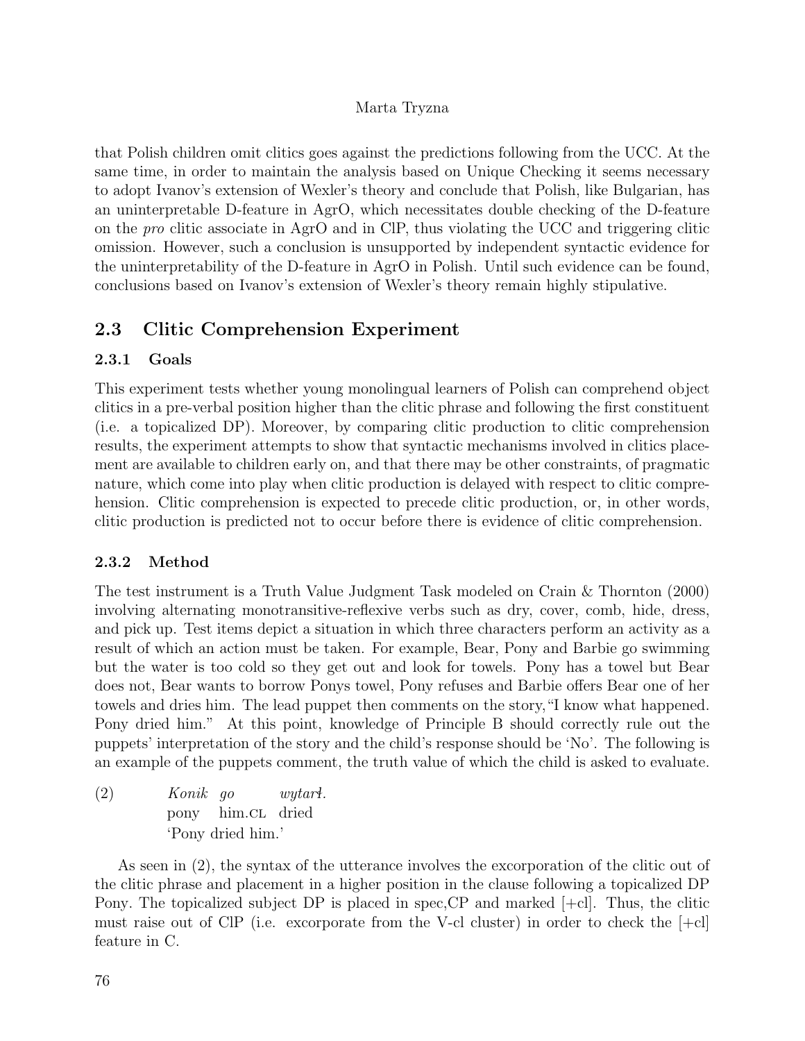that Polish children omit clitics goes against the predictions following from the UCC. At the same time, in order to maintain the analysis based on Unique Checking it seems necessary to adopt Ivanov's extension of Wexler's theory and conclude that Polish, like Bulgarian, has an uninterpretable D-feature in AgrO, which necessitates double checking of the D-feature on the *pro* clitic associate in AgrO and in ClP, thus violating the UCC and triggering clitic omission. However, such a conclusion is unsupported by independent syntactic evidence for the uninterpretability of the D-feature in AgrO in Polish. Until such evidence can be found, conclusions based on Ivanov's extension of Wexler's theory remain highly stipulative.

## 2.3 Clitic Comprehension Experiment

### 2.3.1 Goals

This experiment tests whether young monolingual learners of Polish can comprehend object clitics in a pre-verbal position higher than the clitic phrase and following the first constituent (i.e. a topicalized DP). Moreover, by comparing clitic production to clitic comprehension results, the experiment attempts to show that syntactic mechanisms involved in clitics placement are available to children early on, and that there may be other constraints, of pragmatic nature, which come into play when clitic production is delayed with respect to clitic comprehension. Clitic comprehension is expected to precede clitic production, or, in other words, clitic production is predicted not to occur before there is evidence of clitic comprehension.

### 2.3.2 Method

The test instrument is a Truth Value Judgment Task modeled on Crain & Thornton (2000) involving alternating monotransitive-reflexive verbs such as dry, cover, comb, hide, dress, and pick up. Test items depict a situation in which three characters perform an activity as a result of which an action must be taken. For example, Bear, Pony and Barbie go swimming but the water is too cold so they get out and look for towels. Pony has a towel but Bear does not, Bear wants to borrow Ponys towel, Pony refuses and Barbie offers Bear one of her towels and dries him. The lead puppet then comments on the story,"I know what happened. Pony dried him." At this point, knowledge of Principle B should correctly rule out the puppets' interpretation of the story and the child's response should be 'No'. The following is an example of the puppets comment, the truth value of which the child is asked to evaluate.

(2) *Konik go wytarł.*
 pony him.CL dried
 'Pony dried him.'

As seen in (2), the syntax of the utterance involves the excorporation of the clitic out of the clitic phrase and placement in a higher position in the clause following a topicalized DP Pony. The topicalized subject DP is placed in spec,CP and marked [+cl]. Thus, the clitic must raise out of ClP (i.e. excorporate from the V-cl cluster) in order to check the [+cl] feature in C.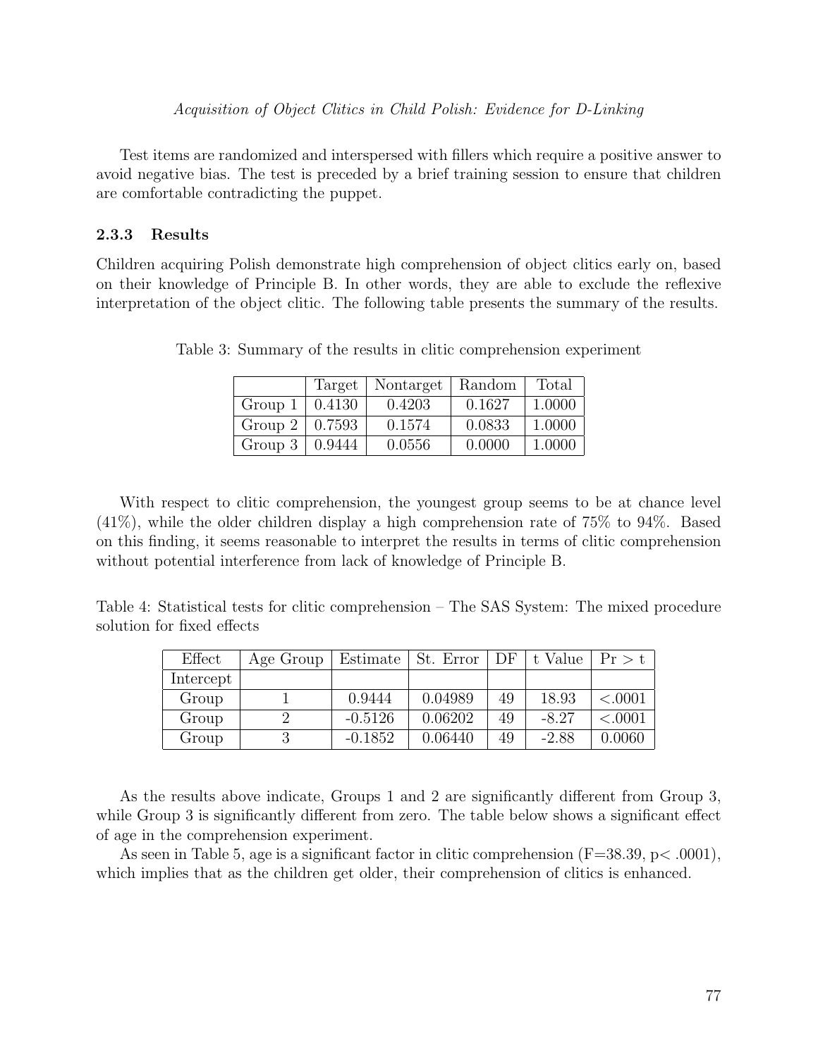Test items are randomized and interspersed with fillers which require a positive answer to avoid negative bias. The test is preceded by a brief training session to ensure that children are comfortable contradicting the puppet.

### 2.3.3 Results

Children acquiring Polish demonstrate high comprehension of object clitics early on, based on their knowledge of Principle B. In other words, they are able to exclude the reflexive interpretation of the object clitic. The following table presents the summary of the results.

Table 3: Summary of the results in clitic comprehension experiment

| | Target | Nontarget | Random | Total |
|---|---|---|---|---|
| Group 1 | 0.4130 | 0.4203 | 0.1627 | 1.0000 |
| Group 2 | 0.7593 | 0.1574 | 0.0833 | 1.0000 |
| Group 3 | 0.9444 | 0.0556 | 0.0000 | 1.0000 |

With respect to clitic comprehension, the youngest group seems to be at chance level (41%), while the older children display a high comprehension rate of 75% to 94%. Based on this finding, it seems reasonable to interpret the results in terms of clitic comprehension without potential interference from lack of knowledge of Principle B.

Table 4: Statistical tests for clitic comprehension – The SAS System: The mixed procedure solution for fixed effects

| Effect | Age Group | Estimate | St. Error | DF | t Value | Pr > t |
|---|---|---|---|---|---|---|
| Intercept | | | | | | |
| Group | 1 | 0.9444 | 0.04989 | 49 | 18.93 | <.0001 |
| Group | 2 | -0.5126 | 0.06202 | 49 | -8.27 | <.0001 |
| Group | 3 | -0.1852 | 0.06440 | 49 | -2.88 | 0.0060 |

As the results above indicate, Groups 1 and 2 are significantly different from Group 3, while Group 3 is significantly different from zero. The table below shows a significant effect of age in the comprehension experiment.

As seen in Table 5, age is a significant factor in clitic comprehension ($F=38.39$, $p < .0001$), which implies that as the children get older, their comprehension of clitics is enhanced.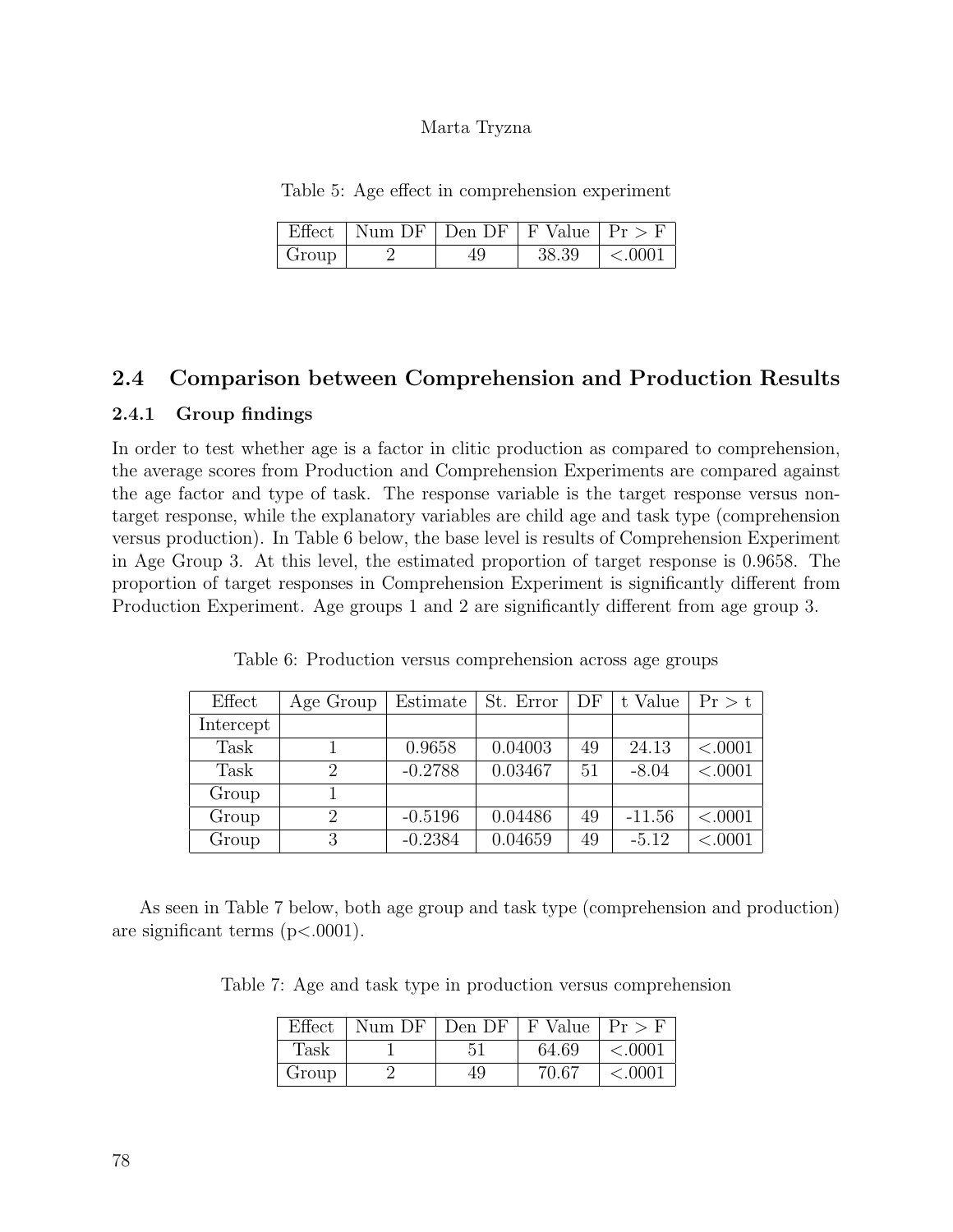Table 5: Age effect in comprehension experiment

| Effect | Num DF | Den DF | F Value | Pr > F |
|---|---|---|---|---|
| Group | 2 | 49 | 38.39 | <.0001 |

## 2.4 Comparison between Comprehension and Production Results

### 2.4.1 Group findings

In order to test whether age is a factor in clitic production as compared to comprehension, the average scores from Production and Comprehension Experiments are compared against the age factor and type of task. The response variable is the target response versus non-target response, while the explanatory variables are child age and task type (comprehension versus production). In Table 6 below, the base level is results of Comprehension Experiment in Age Group 3. At this level, the estimated proportion of target response is 0.9658. The proportion of target responses in Comprehension Experiment is significantly different from Production Experiment. Age groups 1 and 2 are significantly different from age group 3.

Table 6: Production versus comprehension across age groups

| Effect | Age Group | Estimate | St. Error | DF | t Value | Pr > t |
|---|---|---|---|---|---|---|
| Intercept | | | | | | |
| Task | 1 | 0.9658 | 0.04003 | 49 | 24.13 | <.0001 |
| Task | 2 | -0.2788 | 0.03467 | 51 | -8.04 | <.0001 |
| Group | 1 | | | | | |
| Group | 2 | -0.5196 | 0.04486 | 49 | -11.56 | <.0001 |
| Group | 3 | -0.2384 | 0.04659 | 49 | -5.12 | <.0001 |

As seen in Table 7 below, both age group and task type (comprehension and production) are significant terms (p<.0001).

Table 7: Age and task type in production versus comprehension

| Effect | Num DF | Den DF | F Value | Pr > F |
|---|---|---|---|---|
| Task | 1 | 51 | 64.69 | <.0001 |
| Group | 2 | 49 | 70.67 | <.0001 |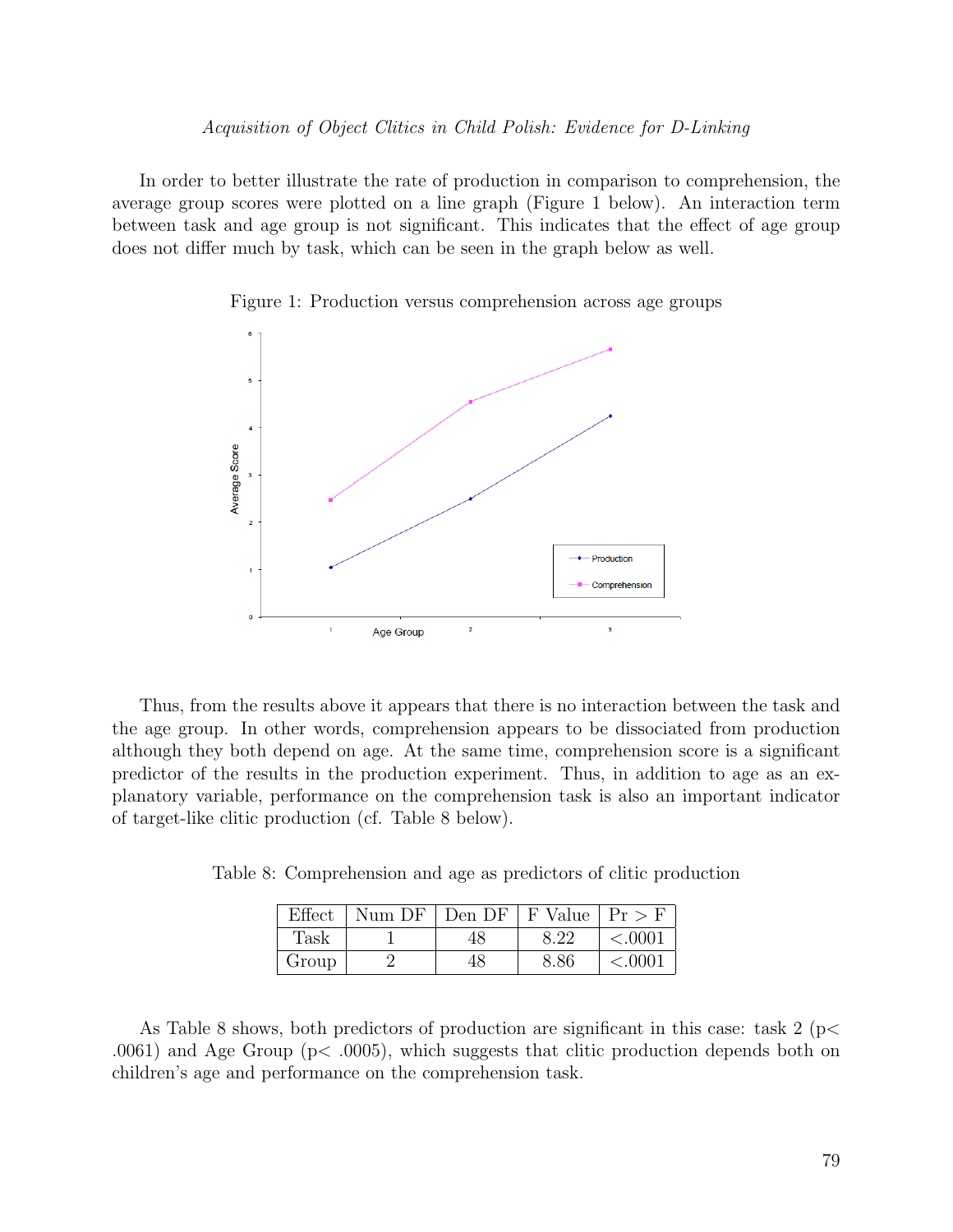In order to better illustrate the rate of production in comparison to comprehension, the average group scores were plotted on a line graph (Figure 1 below). An interaction term between task and age group is not significant. This indicates that the effect of age group does not differ much by task, which can be seen in the graph below as well.

Figure 1: Production versus comprehension across age groups

Thus, from the results above it appears that there is no interaction between the task and the age group. In other words, comprehension appears to be dissociated from production although they both depend on age. At the same time, comprehension score is a significant predictor of the results in the production experiment. Thus, in addition to age as an explanatory variable, performance on the comprehension task is also an important indicator of target-like clitic production (cf. Table 8 below).

Table 8: Comprehension and age as predictors of clitic production

| Effect | Num DF | Den DF | F Value | Pr > F |
|---|---|---|---|---|
| Task | 1 | 48 | 8.22 | <.0001 |
| Group | 2 | 48 | 8.86 | <.0001 |

As Table 8 shows, both predictors of production are significant in this case: task 2 ($p < .0061$) and Age Group ($p < .0005$), which suggests that clitic production depends both on children's age and performance on the comprehension task.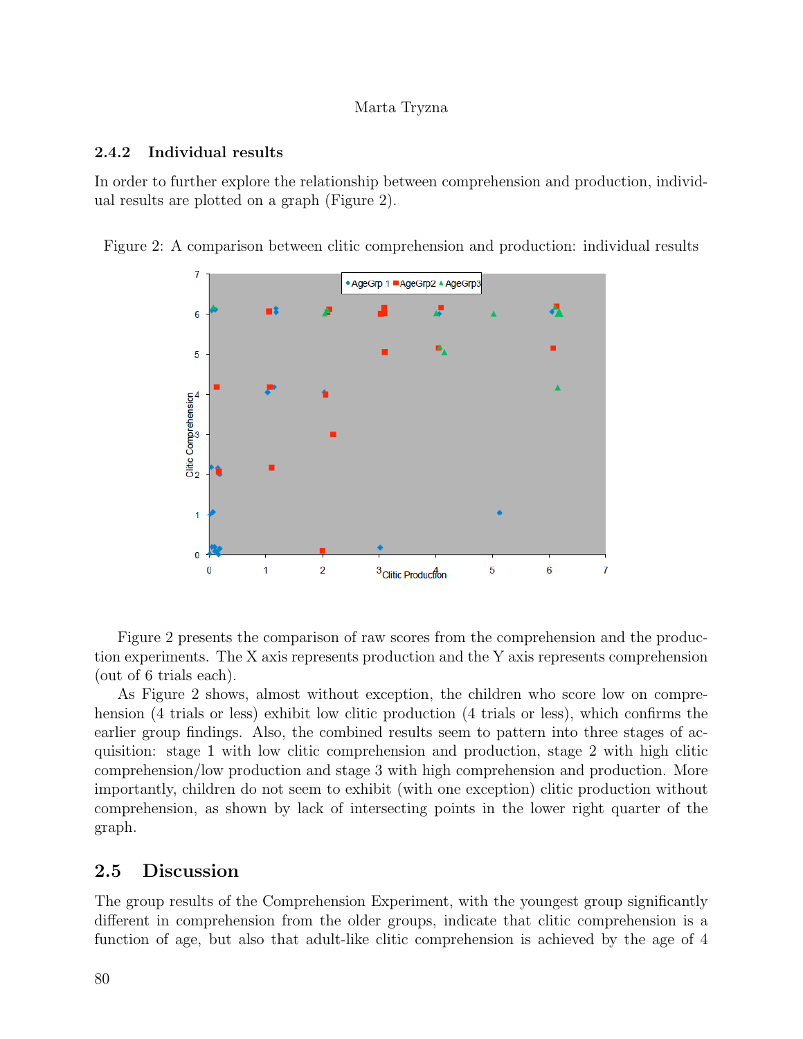### 2.4.2 Individual results

In order to further explore the relationship between comprehension and production, individual results are plotted on a graph (Figure 2).

Figure 2: A comparison between clitic comprehension and production: individual results

Figure 2 presents the comparison of raw scores from the comprehension and the production experiments. The X axis represents production and the Y axis represents comprehension (out of 6 trials each).

As Figure 2 shows, almost without exception, the children who score low on comprehension (4 trials or less) exhibit low clitic production (4 trials or less), which confirms the earlier group findings. Also, the combined results seem to pattern into three stages of acquisition: stage 1 with low clitic comprehension and production, stage 2 with high clitic comprehension/low production and stage 3 with high comprehension and production. More importantly, children do not seem to exhibit (with one exception) clitic production without comprehension, as shown by lack of intersecting points in the lower right quarter of the graph.

## 2.5 Discussion

The group results of the Comprehension Experiment, with the youngest group significantly different in comprehension from the older groups, indicate that clitic comprehension is a function of age, but also that adult-like clitic comprehension is achieved by the age of 4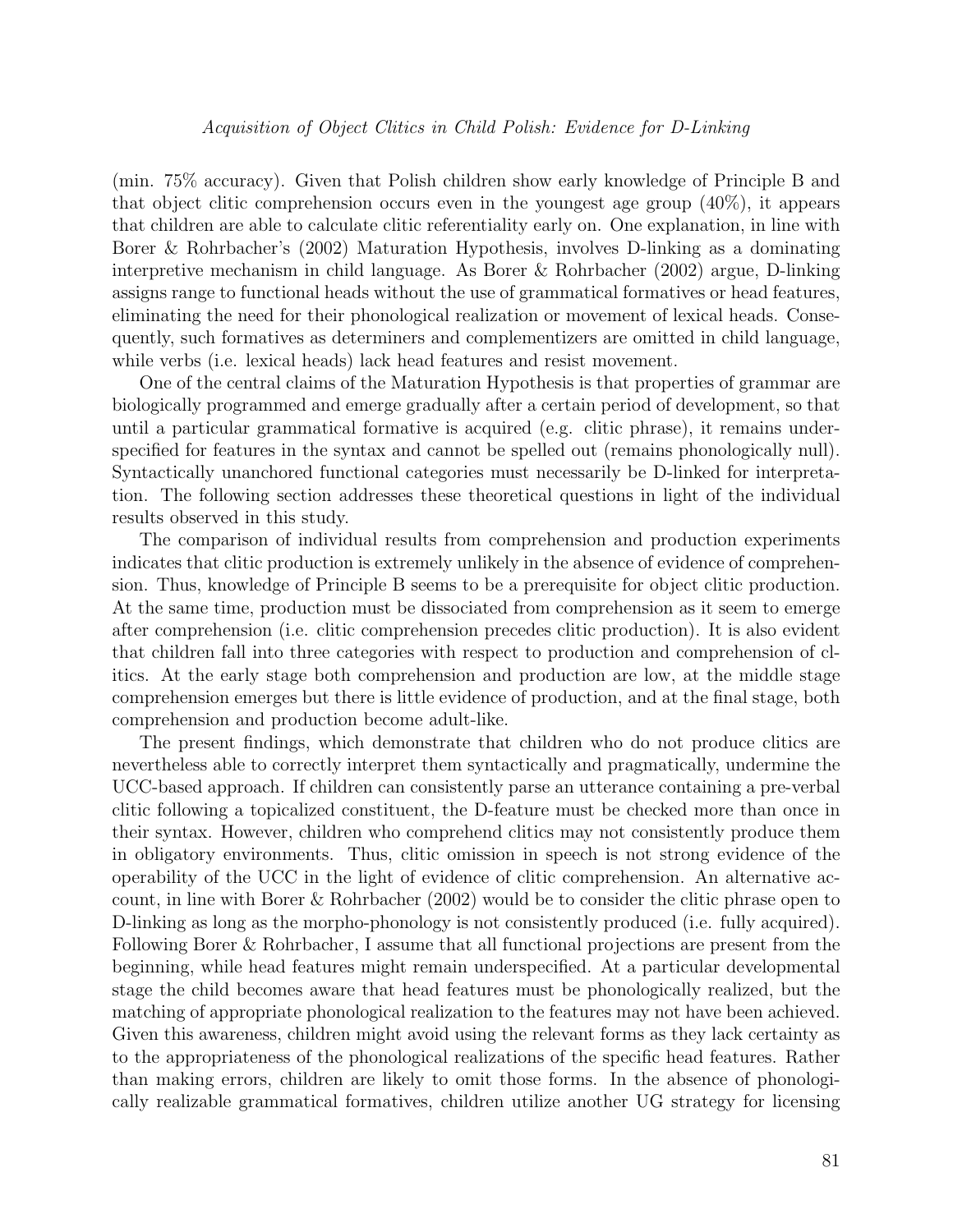(min. 75% accuracy). Given that Polish children show early knowledge of Principle B and that object clitic comprehension occurs even in the youngest age group (40%), it appears that children are able to calculate clitic referentiality early on. One explanation, in line with Borer & Rohrbacher's (2002) Maturation Hypothesis, involves D-linking as a dominating interpretive mechanism in child language. As Borer & Rohrbacher (2002) argue, D-linking assigns range to functional heads without the use of grammatical formatives or head features, eliminating the need for their phonological realization or movement of lexical heads. Consequently, such formatives as determiners and complementizers are omitted in child language, while verbs (i.e. lexical heads) lack head features and resist movement.

One of the central claims of the Maturation Hypothesis is that properties of grammar are biologically programmed and emerge gradually after a certain period of development, so that until a particular grammatical formative is acquired (e.g. clitic phrase), it remains underspecified for features in the syntax and cannot be spelled out (remains phonologically null). Syntactically unanchored functional categories must necessarily be D-linked for interpretation. The following section addresses these theoretical questions in light of the individual results observed in this study.

The comparison of individual results from comprehension and production experiments indicates that clitic production is extremely unlikely in the absence of evidence of comprehension. Thus, knowledge of Principle B seems to be a prerequisite for object clitic production. At the same time, production must be dissociated from comprehension as it seem to emerge after comprehension (i.e. clitic comprehension precedes clitic production). It is also evident that children fall into three categories with respect to production and comprehension of clitics. At the early stage both comprehension and production are low, at the middle stage comprehension emerges but there is little evidence of production, and at the final stage, both comprehension and production become adult-like.

The present findings, which demonstrate that children who do not produce clitics are nevertheless able to correctly interpret them syntactically and pragmatically, undermine the UCC-based approach. If children can consistently parse an utterance containing a pre-verbal clitic following a topicalized constituent, the D-feature must be checked more than once in their syntax. However, children who comprehend clitics may not consistently produce them in obligatory environments. Thus, clitic omission in speech is not strong evidence of the operability of the UCC in the light of evidence of clitic comprehension. An alternative account, in line with Borer & Rohrbacher (2002) would be to consider the clitic phrase open to D-linking as long as the morpho-phonology is not consistently produced (i.e. fully acquired). Following Borer & Rohrbacher, I assume that all functional projections are present from the beginning, while head features might remain underspecified. At a particular developmental stage the child becomes aware that head features must be phonologically realized, but the matching of appropriate phonological realization to the features may not have been achieved. Given this awareness, children might avoid using the relevant forms as they lack certainty as to the appropriateness of the phonological realizations of the specific head features. Rather than making errors, children are likely to omit those forms. In the absence of phonologically realizable grammatical formatives, children utilize another UG strategy for licensing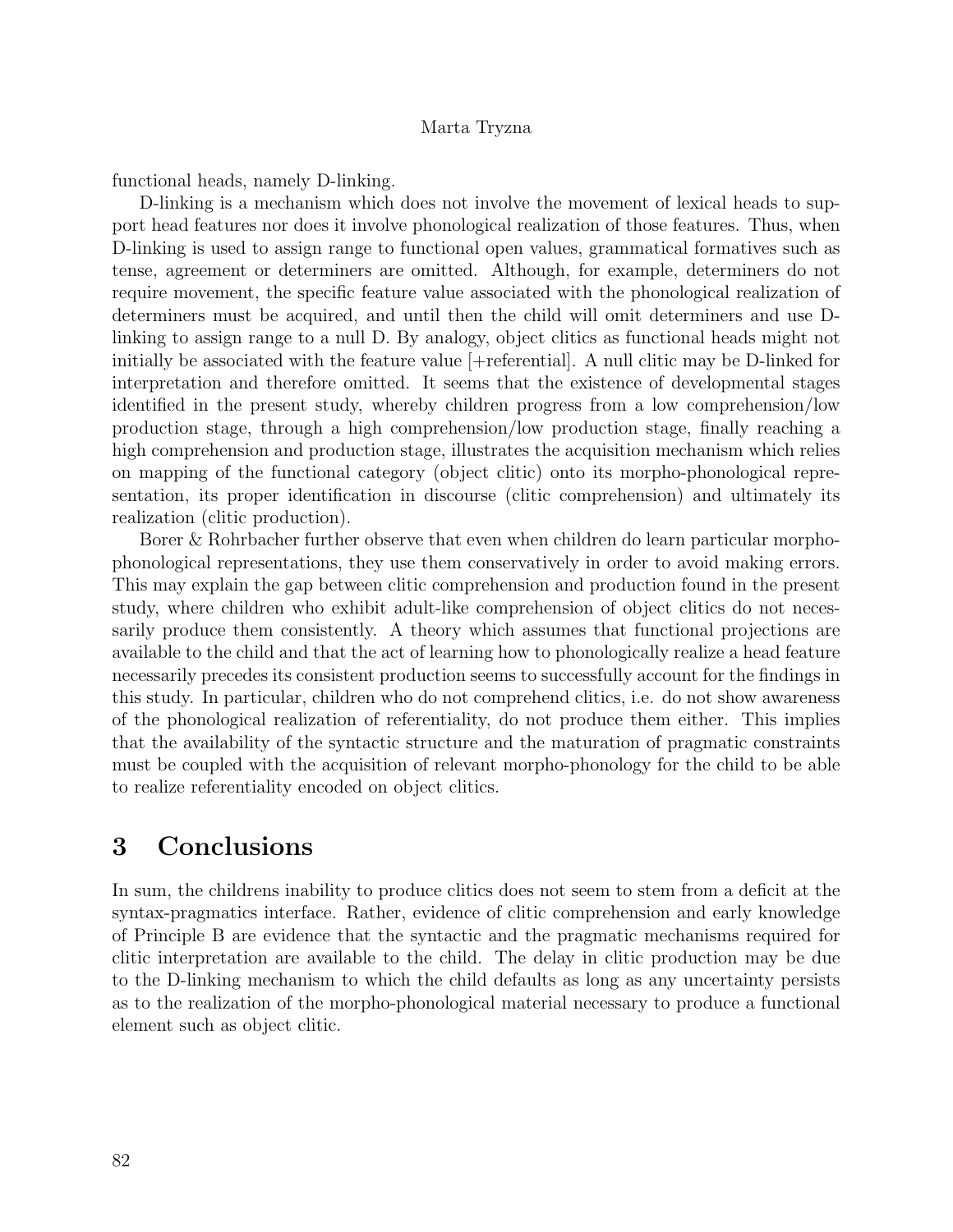functional heads, namely D-linking.

D-linking is a mechanism which does not involve the movement of lexical heads to support head features nor does it involve phonological realization of those features. Thus, when D-linking is used to assign range to functional open values, grammatical formatives such as tense, agreement or determiners are omitted. Although, for example, determiners do not require movement, the specific feature value associated with the phonological realization of determiners must be acquired, and until then the child will omit determiners and use D-linking to assign range to a null D. By analogy, object clitics as functional heads might not initially be associated with the feature value [+referential]. A null clitic may be D-linked for interpretation and therefore omitted. It seems that the existence of developmental stages identified in the present study, whereby children progress from a low comprehension/low production stage, through a high comprehension/low production stage, finally reaching a high comprehension and production stage, illustrates the acquisition mechanism which relies on mapping of the functional category (object clitic) onto its morpho-phonological representation, its proper identification in discourse (clitic comprehension) and ultimately its realization (clitic production).

Borer & Rohrbacher further observe that even when children do learn particular morphophonological representations, they use them conservatively in order to avoid making errors. This may explain the gap between clitic comprehension and production found in the present study, where children who exhibit adult-like comprehension of object clitics do not necessarily produce them consistently. A theory which assumes that functional projections are available to the child and that the act of learning how to phonologically realize a head feature necessarily precedes its consistent production seems to successfully account for the findings in this study. In particular, children who do not comprehend clitics, i.e. do not show awareness of the phonological realization of referentiality, do not produce them either. This implies that the availability of the syntactic structure and the maturation of pragmatic constraints must be coupled with the acquisition of relevant morpho-phonology for the child to be able to realize referentiality encoded on object clitics.

# 3 Conclusions

In sum, the childrens inability to produce clitics does not seem to stem from a deficit at the syntax-pragmatics interface. Rather, evidence of clitic comprehension and early knowledge of Principle B are evidence that the syntactic and the pragmatic mechanisms required for clitic interpretation are available to the child. The delay in clitic production may be due to the D-linking mechanism to which the child defaults as long as any uncertainty persists as to the realization of the morpho-phonological material necessary to produce a functional element such as object clitic.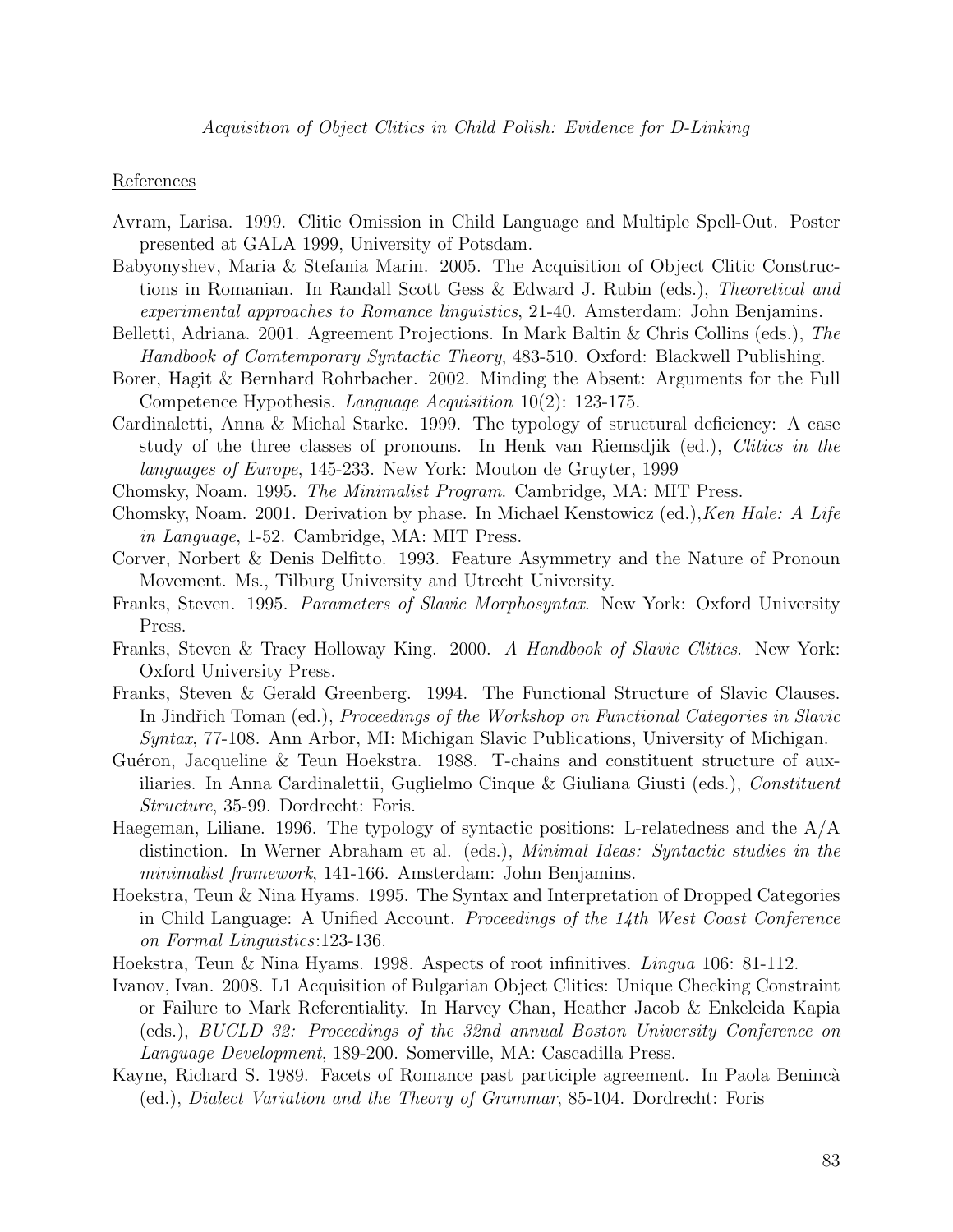References

Avram, Larisa. 1999. Clitic Omission in Child Language and Multiple Spell-Out. Poster presented at GALA 1999, University of Potsdam.

Babyonyshev, Maria & Stefania Marin. 2005. The Acquisition of Object Clitic Constructions in Romanian. In Randall Scott Gess & Edward J. Rubin (eds.), *Theoretical and experimental approaches to Romance linguistics*, 21-40. Amsterdam: John Benjamins.

Belletti, Adriana. 2001. Agreement Projections. In Mark Baltin & Chris Collins (eds.), *The Handbook of Comtemporary Syntactic Theory*, 483-510. Oxford: Blackwell Publishing.

Borer, Hagit & Bernhard Rohrbacher. 2002. Minding the Absent: Arguments for the Full Competence Hypothesis. *Language Acquisition* 10(2): 123-175.

Cardinaletti, Anna & Michal Starke. 1999. The typology of structural deficiency: A case study of the three classes of pronouns. In Henk van Riemsdjik (ed.), *Clitics in the languages of Europe*, 145-233. New York: Mouton de Gruyter, 1999

Chomsky, Noam. 1995. *The Minimalist Program*. Cambridge, MA: MIT Press.

Chomsky, Noam. 2001. Derivation by phase. In Michael Kenstowicz (ed.),*Ken Hale: A Life in Language*, 1-52. Cambridge, MA: MIT Press.

Corver, Norbert & Denis Delfitto. 1993. Feature Asymmetry and the Nature of Pronoun Movement. Ms., Tilburg University and Utrecht University.

Franks, Steven. 1995. *Parameters of Slavic Morphosyntax*. New York: Oxford University Press.

Franks, Steven & Tracy Holloway King. 2000. *A Handbook of Slavic Clitics*. New York: Oxford University Press.

Franks, Steven & Gerald Greenberg. 1994. The Functional Structure of Slavic Clauses. In Jindřich Toman (ed.), *Proceedings of the Workshop on Functional Categories in Slavic Syntax*, 77-108. Ann Arbor, MI: Michigan Slavic Publications, University of Michigan.

Guéron, Jacqueline & Teun Hoekstra. 1988. T-chains and constituent structure of auxiliaries. In Anna Cardinalettii, Guglielmo Cinque & Giuliana Giusti (eds.), *Constituent Structure*, 35-99. Dordrecht: Foris.

Haegeman, Liliane. 1996. The typology of syntactic positions: L-relatedness and the A/A distinction. In Werner Abraham et al. (eds.), *Minimal Ideas: Syntactic studies in the minimalist framework*, 141-166. Amsterdam: John Benjamins.

Hoekstra, Teun & Nina Hyams. 1995. The Syntax and Interpretation of Dropped Categories in Child Language: A Unified Account. *Proceedings of the 14th West Coast Conference on Formal Linguistics*:123-136.

Hoekstra, Teun & Nina Hyams. 1998. Aspects of root infinitives. *Lingua* 106: 81-112.

Ivanov, Ivan. 2008. L1 Acquisition of Bulgarian Object Clitics: Unique Checking Constraint or Failure to Mark Referentiality. In Harvey Chan, Heather Jacob & Enkeleida Kapia (eds.), *BUCLD 32: Proceedings of the 32nd annual Boston University Conference on Language Development*, 189-200. Somerville, MA: Cascadilla Press.

Kayne, Richard S. 1989. Facets of Romance past participle agreement. In Paola Benincà (ed.), *Dialect Variation and the Theory of Grammar*, 85-104. Dordrecht: Foris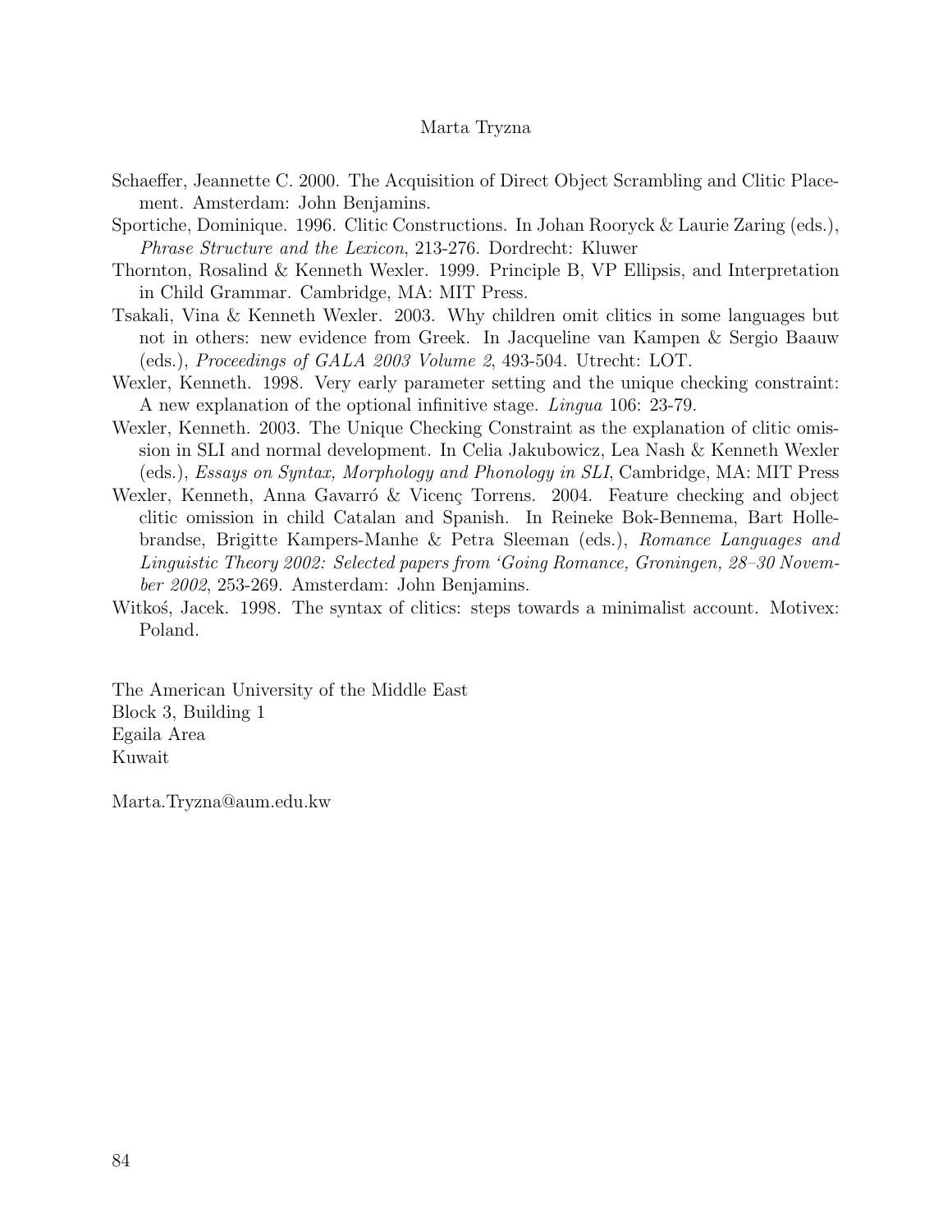Schaeffer, Jeannette C. 2000. The Acquisition of Direct Object Scrambling and Clitic Placement. Amsterdam: John Benjamins.

Sportiche, Dominique. 1996. Clitic Constructions. In Johan Rooryck & Laurie Zaring (eds.), *Phrase Structure and the Lexicon*, 213-276. Dordrecht: Kluwer

Thornton, Rosalind & Kenneth Wexler. 1999. Principle B, VP Ellipsis, and Interpretation in Child Grammar. Cambridge, MA: MIT Press.

Tsakali, Vina & Kenneth Wexler. 2003. Why children omit clitics in some languages but not in others: new evidence from Greek. In Jacqueline van Kampen & Sergio Baauw (eds.), *Proceedings of GALA 2003 Volume 2*, 493-504. Utrecht: LOT.

Wexler, Kenneth. 1998. Very early parameter setting and the unique checking constraint: A new explanation of the optional infinitive stage. *Lingua* 106: 23-79.

Wexler, Kenneth. 2003. The Unique Checking Constraint as the explanation of clitic omission in SLI and normal development. In Celia Jakubowicz, Lea Nash & Kenneth Wexler (eds.), *Essays on Syntax, Morphology and Phonology in SLI*, Cambridge, MA: MIT Press

Wexler, Kenneth, Anna Gavarró & Vicenç Torrens. 2004. Feature checking and object clitic omission in child Catalan and Spanish. In Reineke Bok-Bennema, Bart Hollebrandse, Brigitte Kampers-Manhe & Petra Sleeman (eds.), *Romance Languages and Linguistic Theory 2002: Selected papers from 'Going Romance, Groningen, 28–30 November 2002*, 253-269. Amsterdam: John Benjamins.

Witkoś, Jacek. 1998. The syntax of clitics: steps towards a minimalist account. Motivex: Poland.

The American University of the Middle East
Block 3, Building 1
Egaila Area
Kuwait

Marta.Tryzna@aum.edu.kw